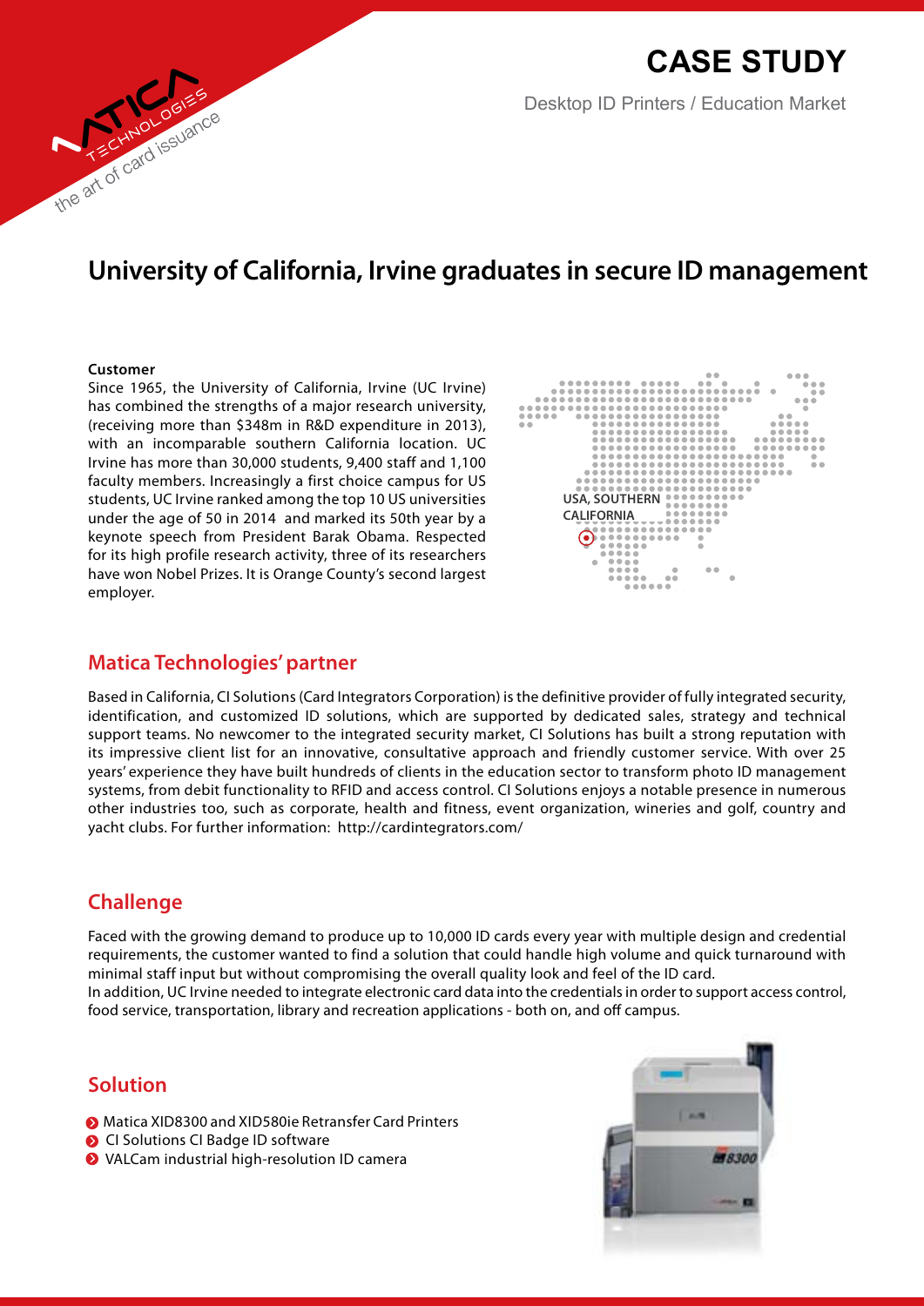# CASE STUDY

Desktop ID Printers / Education Market

## University of California, Irvine graduates in secure ID management

**Customer**

Since 1965, the University of California, Irvine (UC Irvine) has combined the strengths of a major research university, (receiving more than $348m in R&D expenditure in 2013), with an incomparable southern California location. UC Irvine has more than 30,000 students, 9,400 staff and 1,100 faculty members. Increasingly a first choice campus for US students, UC Irvine ranked among the top 10 US universities under the age of 50 in 2014 and marked its 50th year by a keynote speech from President Barak Obama. Respected for its high profile research activity, three of its researchers have won Nobel Prizes. It is Orange County's second largest employer.

USA, SOUTHERN CALIFORNIA

## Matica Technologies' partner

Based in California, CI Solutions (Card Integrators Corporation) is the definitive provider of fully integrated security, identification, and customized ID solutions, which are supported by dedicated sales, strategy and technical support teams. No newcomer to the integrated security market, CI Solutions has built a strong reputation with its impressive client list for an innovative, consultative approach and friendly customer service. With over 25 years' experience they have built hundreds of clients in the education sector to transform photo ID management systems, from debit functionality to RFID and access control. CI Solutions enjoys a notable presence in numerous other industries too, such as corporate, health and fitness, event organization, wineries and golf, country and yacht clubs. For further information: http://cardintegrators.com/

## Challenge

Faced with the growing demand to produce up to 10,000 ID cards every year with multiple design and credential requirements, the customer wanted to find a solution that could handle high volume and quick turnaround with minimal staff input but without compromising the overall quality look and feel of the ID card.
In addition, UC Irvine needed to integrate electronic card data into the credentials in order to support access control, food service, transportation, library and recreation applications - both on, and off campus.

## Solution

- Matica XID8300 and XID580ie Retransfer Card Printers
- CI Solutions CI Badge ID software
- VALCam industrial high-resolution ID camera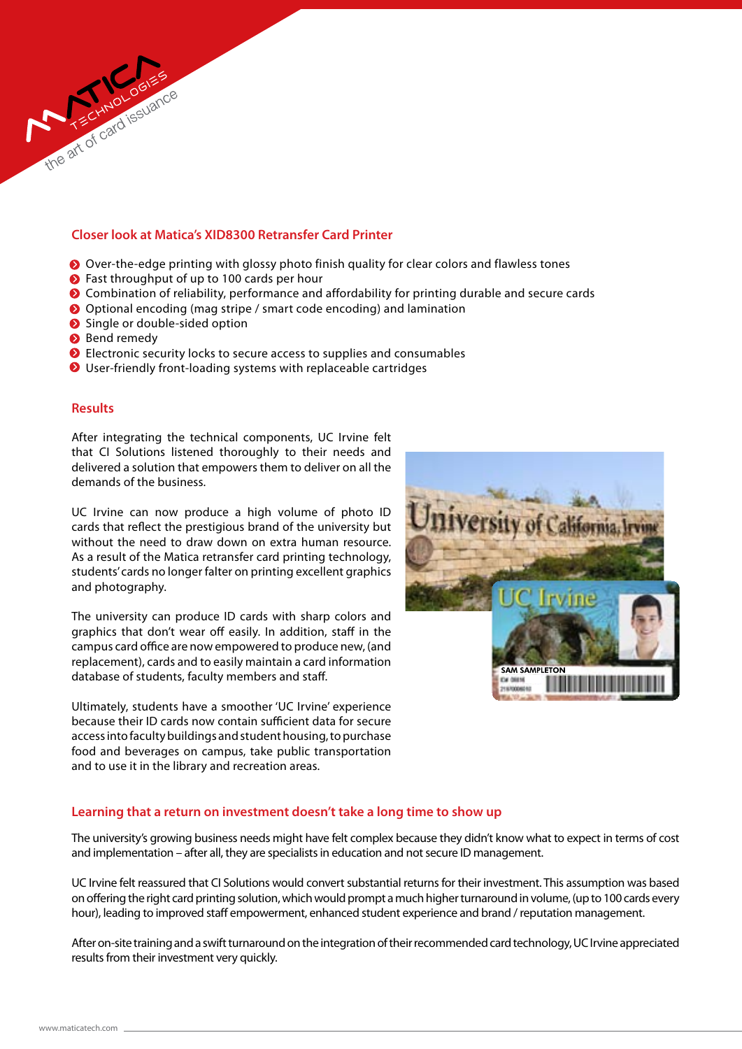## Closer look at Matica's XID8300 Retransfer Card Printer

- Over-the-edge printing with glossy photo finish quality for clear colors and flawless tones
- Fast throughput of up to 100 cards per hour
- Combination of reliability, performance and affordability for printing durable and secure cards
- Optional encoding (mag stripe / smart code encoding) and lamination
- Single or double-sided option
- Bend remedy
- Electronic security locks to secure access to supplies and consumables
- User-friendly front-loading systems with replaceable cartridges

## Results

After integrating the technical components, UC Irvine felt that CI Solutions listened thoroughly to their needs and delivered a solution that empowers them to deliver on all the demands of the business.

UC Irvine can now produce a high volume of photo ID cards that reflect the prestigious brand of the university but without the need to draw down on extra human resource. As a result of the Matica retransfer card printing technology, students' cards no longer falter on printing excellent graphics and photography.

The university can produce ID cards with sharp colors and graphics that don't wear off easily. In addition, staff in the campus card office are now empowered to produce new, (and replacement), cards and to easily maintain a card information database of students, faculty members and staff.

Ultimately, students have a smoother 'UC Irvine' experience because their ID cards now contain sufficient data for secure access into faculty buildings and student housing, to purchase food and beverages on campus, take public transportation and to use it in the library and recreation areas.

## Learning that a return on investment doesn't take a long time to show up

The university's growing business needs might have felt complex because they didn't know what to expect in terms of cost and implementation – after all, they are specialists in education and not secure ID management.

UC Irvine felt reassured that CI Solutions would convert substantial returns for their investment. This assumption was based on offering the right card printing solution, which would prompt a much higher turnaround in volume, (up to 100 cards every hour), leading to improved staff empowerment, enhanced student experience and brand / reputation management.

After on-site training and a swift turnaround on the integration of their recommended card technology, UC Irvine appreciated results from their investment very quickly.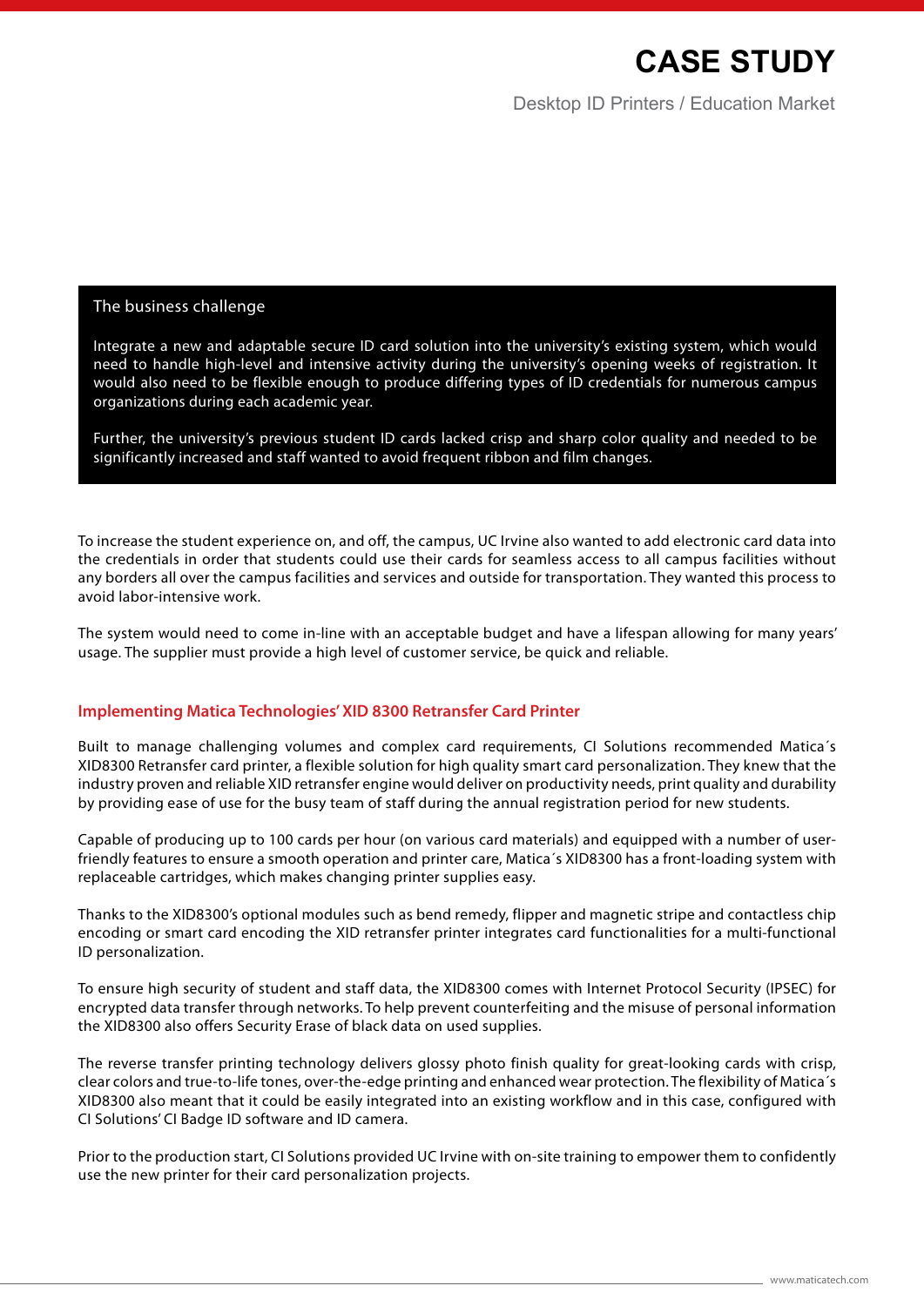# CASE STUDY

Desktop ID Printers / Education Market

## The business challenge

Integrate a new and adaptable secure ID card solution into the university's existing system, which would need to handle high-level and intensive activity during the university's opening weeks of registration. It would also need to be flexible enough to produce differing types of ID credentials for numerous campus organizations during each academic year.

Further, the university's previous student ID cards lacked crisp and sharp color quality and needed to be significantly increased and staff wanted to avoid frequent ribbon and film changes.

To increase the student experience on, and off, the campus, UC Irvine also wanted to add electronic card data into the credentials in order that students could use their cards for seamless access to all campus facilities without any borders all over the campus facilities and services and outside for transportation. They wanted this process to avoid labor-intensive work.

The system would need to come in-line with an acceptable budget and have a lifespan allowing for many years' usage. The supplier must provide a high level of customer service, be quick and reliable.

## Implementing Matica Technologies' XID 8300 Retransfer Card Printer

Built to manage challenging volumes and complex card requirements, CI Solutions recommended Matica´s XID8300 Retransfer card printer, a flexible solution for high quality smart card personalization. They knew that the industry proven and reliable XID retransfer engine would deliver on productivity needs, print quality and durability by providing ease of use for the busy team of staff during the annual registration period for new students.

Capable of producing up to 100 cards per hour (on various card materials) and equipped with a number of user-friendly features to ensure a smooth operation and printer care, Matica´s XID8300 has a front-loading system with replaceable cartridges, which makes changing printer supplies easy.

Thanks to the XID8300's optional modules such as bend remedy, flipper and magnetic stripe and contactless chip encoding or smart card encoding the XID retransfer printer integrates card functionalities for a multi-functional ID personalization.

To ensure high security of student and staff data, the XID8300 comes with Internet Protocol Security (IPSEC) for encrypted data transfer through networks. To help prevent counterfeiting and the misuse of personal information the XID8300 also offers Security Erase of black data on used supplies.

The reverse transfer printing technology delivers glossy photo finish quality for great-looking cards with crisp, clear colors and true-to-life tones, over-the-edge printing and enhanced wear protection. The flexibility of Matica´s XID8300 also meant that it could be easily integrated into an existing workflow and in this case, configured with CI Solutions' CI Badge ID software and ID camera.

Prior to the production start, CI Solutions provided UC Irvine with on-site training to empower them to confidently use the new printer for their card personalization projects.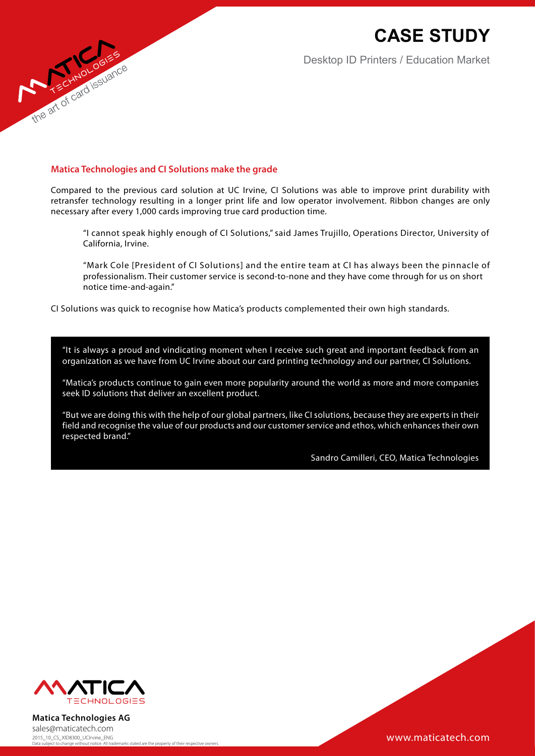# CASE STUDY

Desktop ID Printers / Education Market

## Matica Technologies and CI Solutions make the grade

Compared to the previous card solution at UC Irvine, CI Solutions was able to improve print durability with retransfer technology resulting in a longer print life and low operator involvement. Ribbon changes are only necessary after every 1,000 cards improving true card production time.

> "I cannot speak highly enough of CI Solutions," said James Trujillo, Operations Director, University of California, Irvine.
>
> "Mark Cole [President of CI Solutions] and the entire team at CI has always been the pinnacle of professionalism. Their customer service is second-to-none and they have come through for us on short notice time-and-again."

CI Solutions was quick to recognise how Matica's products complemented their own high standards.

> "It is always a proud and vindicating moment when I receive such great and important feedback from an organization as we have from UC Irvine about our card printing technology and our partner, CI Solutions.
>
> "Matica's products continue to gain even more popularity around the world as more and more companies seek ID solutions that deliver an excellent product.
>
> "But we are doing this with the help of our global partners, like CI solutions, because they are experts in their field and recognise the value of our products and our customer service and ethos, which enhances their own respected brand."
>
> Sandro Camilleri, CEO, Matica Technologies

**Matica Technologies AG**
sales@maticatech.com
2015_10_CS_XID8300_UCIrvine_ENG
Data subject to change without notice. All trademarks stated are the property of their respective owners.

www.maticatech.com